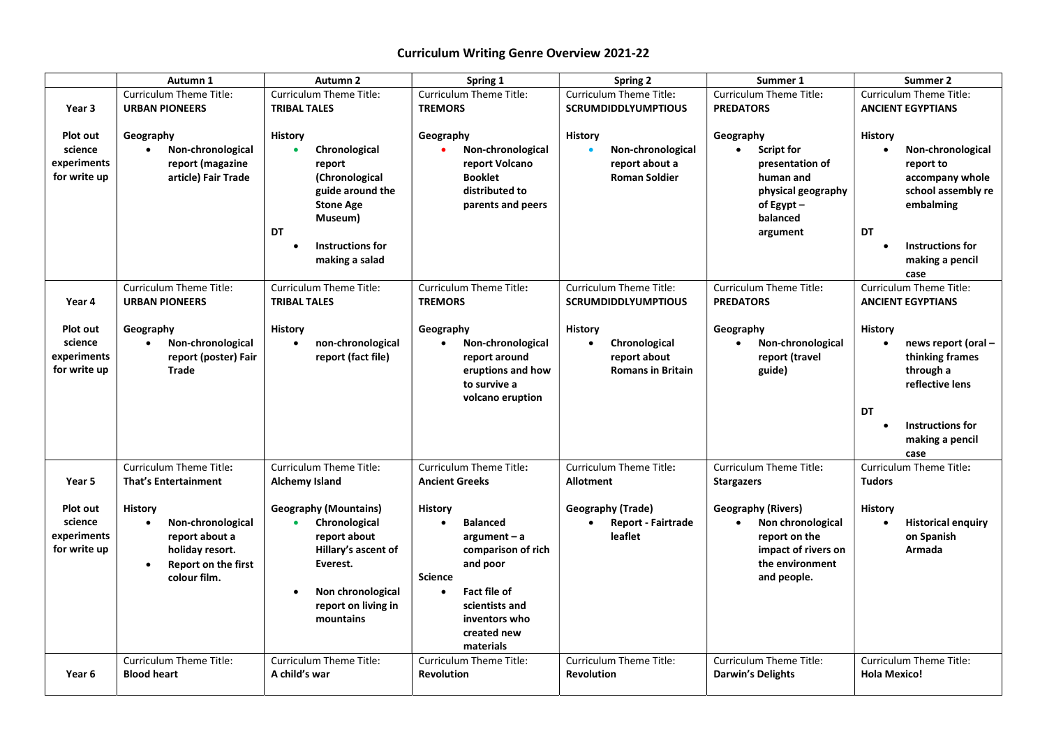# Curriculum Writing Genre Overview 2021-22

| | Autumn 1 | Autumn 2 | Spring 1 | Spring 2 | Summer 1 | Summer 2 |
|---|---|---|---|---|---|---|
| **Year 3**<br><br>**Plot out science experiments for write up** | Curriculum Theme Title:<br>**URBAN PIONEERS**<br><br>**Geography**<br>• **Non-chronological report (magazine article) Fair Trade** | Curriculum Theme Title:<br>**TRIBAL TALES**<br><br>**History**<br>• **Chronological report (Chronological guide around the Stone Age Museum)**<br><br>**DT**<br>• **Instructions for making a salad** | Curriculum Theme Title:<br>**TREMORS**<br><br>**Geography**<br>• **Non-chronological report Volcano Booklet distributed to parents and peers** | Curriculum Theme Title:<br>**SCRUMDIDDLYUMPTIOUS**<br><br>**History**<br>• **Non-chronological report about a Roman Soldier** | Curriculum Theme Title:<br>**PREDATORS**<br><br>**Geography**<br>• **Script for presentation of human and physical geography of Egypt – balanced argument** | Curriculum Theme Title:<br>**ANCIENT EGYPTIANS**<br><br>**History**<br>• **Non-chronological report to accompany whole school assembly re embalming**<br><br>**DT**<br>• **Instructions for making a pencil case** |
| **Year 4**<br><br>**Plot out science experiments for write up** | Curriculum Theme Title:<br>**URBAN PIONEERS**<br><br>**Geography**<br>• **Non-chronological report (poster) Fair Trade** | Curriculum Theme Title:<br>**TRIBAL TALES**<br><br>**History**<br>• **non-chronological report (fact file)** | Curriculum Theme Title:<br>**TREMORS**<br><br>**Geography**<br>• **Non-chronological report around eruptions and how to survive a volcano eruption** | Curriculum Theme Title:<br>**SCRUMDIDDLYUMPTIOUS**<br><br>**History**<br>• **Chronological report about Romans in Britain** | Curriculum Theme Title:<br>**PREDATORS**<br><br>**Geography**<br>• **Non-chronological report (travel guide)** | Curriculum Theme Title:<br>**ANCIENT EGYPTIANS**<br><br>**History**<br>• **news report (oral – thinking frames through a reflective lens**<br><br>**DT**<br>• **Instructions for making a pencil case** |
| **Year 5**<br><br>**Plot out science experiments for write up** | Curriculum Theme Title:<br>**That's Entertainment**<br><br>**History**<br>• **Non-chronological report about a holiday resort.**<br>• **Report on the first colour film.** | Curriculum Theme Title:<br>**Alchemy Island**<br><br>**Geography (Mountains)**<br>• **Chronological report about Hillary's ascent of Everest.**<br>• **Non chronological report on living in mountains** | Curriculum Theme Title:<br>**Ancient Greeks**<br><br>**History**<br>• **Balanced argument – a comparison of rich and poor**<br><br>**Science**<br>• **Fact file of scientists and inventors who created new materials** | Curriculum Theme Title:<br>**Allotment**<br><br>**Geography (Trade)**<br>• **Report - Fairtrade leaflet** | Curriculum Theme Title:<br>**Stargazers**<br><br>**Geography (Rivers)**<br>• **Non chronological report on the impact of rivers on the environment and people.** | Curriculum Theme Title:<br>**Tudors**<br><br>**History**<br>• **Historical enquiry on Spanish Armada** |
| **Year 6** | Curriculum Theme Title:<br>**Blood heart** | Curriculum Theme Title:<br>**A child's war** | Curriculum Theme Title:<br>**Revolution** | Curriculum Theme Title:<br>**Revolution** | Curriculum Theme Title:<br>**Darwin's Delights** | Curriculum Theme Title:<br>**Hola Mexico!** |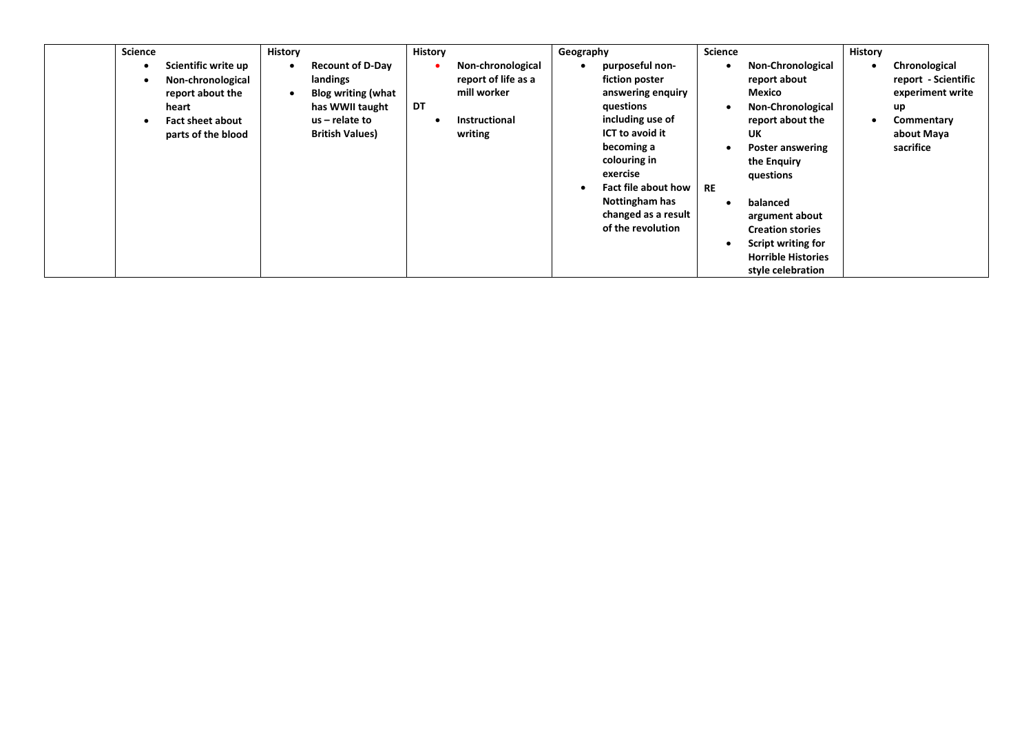| | | | | | | |
|---|---|---|---|---|---|---|
| | **Science**<br>• **Scientific write up**<br>• **Non-chronological report about the heart**<br>• **Fact sheet about parts of the blood** | **History**<br>• **Recount of D-Day landings**<br>• **Blog writing (what has WWII taught us – relate to British Values)** | **History**<br>• **Non-chronological report of life as a mill worker**<br>**DT**<br>• **Instructional writing** | **Geography**<br>• **purposeful non-fiction poster answering enquiry questions including use of ICT to avoid it becoming a colouring in exercise**<br>• **Fact file about how Nottingham has changed as a result of the revolution** | **Science**<br>• **Non-Chronological report about Mexico**<br>• **Non-Chronological report about the UK**<br>• **Poster answering the Enquiry questions**<br>**RE**<br>• **balanced argument about Creation stories**<br>• **Script writing for Horrible Histories style celebration** | **History**<br>• **Chronological report - Scientific experiment write up**<br>• **Commentary about Maya sacrifice** |